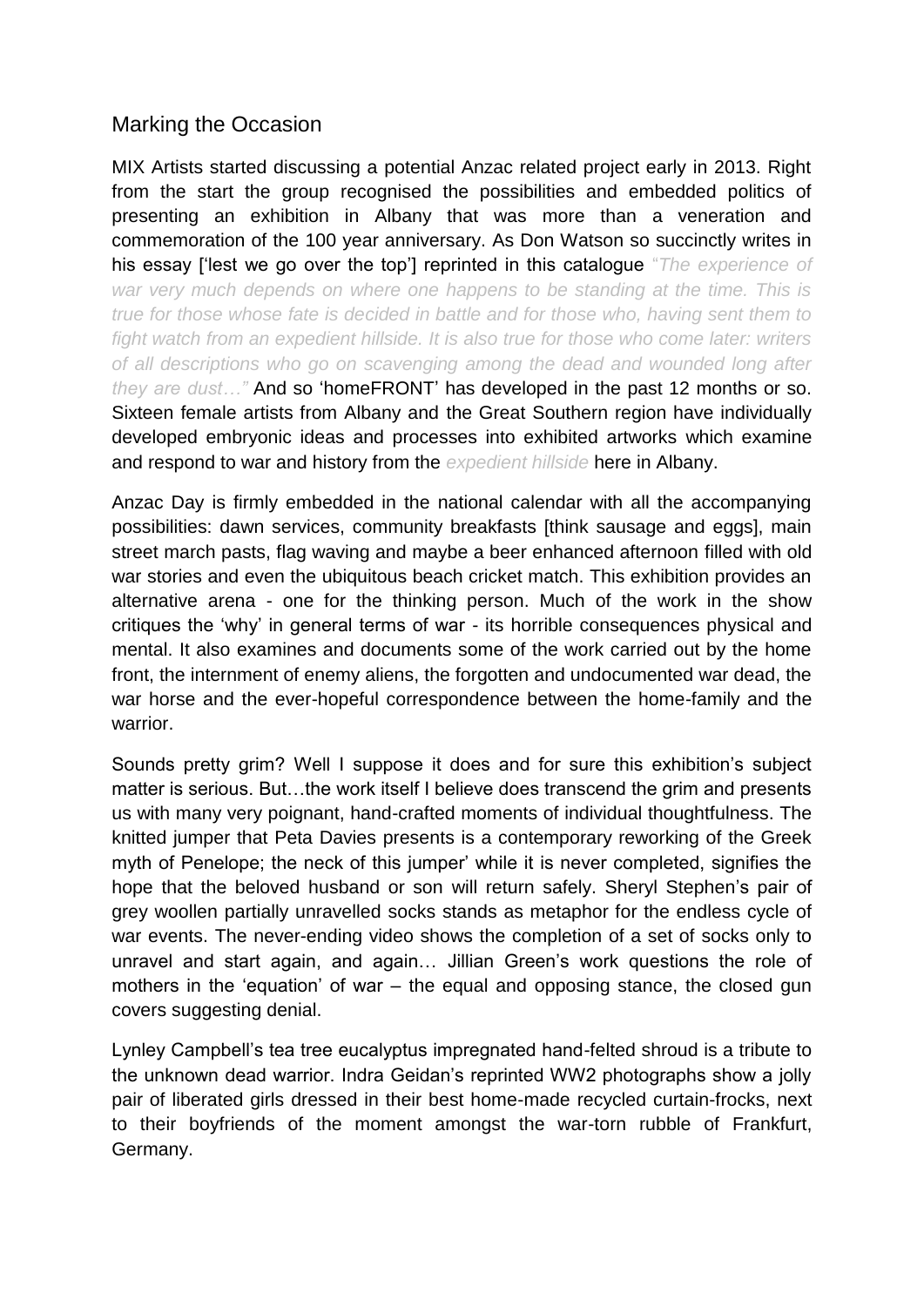## Marking the Occasion

MIX Artists started discussing a potential Anzac related project early in 2013. Right from the start the group recognised the possibilities and embedded politics of presenting an exhibition in Albany that was more than a veneration and commemoration of the 100 year anniversary. As Don Watson so succinctly writes in his essay ['lest we go over the top'] reprinted in this catalogue "*The experience of war very much depends on where one happens to be standing at the time. This is true for those whose fate is decided in battle and for those who, having sent them to fight watch from an expedient hillside. It is also true for those who come later: writers of all descriptions who go on scavenging among the dead and wounded long after they are dust…*" And so 'homeFRONT' has developed in the past 12 months or so. Sixteen female artists from Albany and the Great Southern region have individually developed embryonic ideas and processes into exhibited artworks which examine and respond to war and history from the *expedient hillside* here in Albany.

Anzac Day is firmly embedded in the national calendar with all the accompanying possibilities: dawn services, community breakfasts [think sausage and eggs], main street march pasts, flag waving and maybe a beer enhanced afternoon filled with old war stories and even the ubiquitous beach cricket match. This exhibition provides an alternative arena - one for the thinking person. Much of the work in the show critiques the 'why' in general terms of war - its horrible consequences physical and mental. It also examines and documents some of the work carried out by the home front, the internment of enemy aliens, the forgotten and undocumented war dead, the war horse and the ever-hopeful correspondence between the home-family and the warrior.

Sounds pretty grim? Well I suppose it does and for sure this exhibition's subject matter is serious. But…the work itself I believe does transcend the grim and presents us with many very poignant, hand-crafted moments of individual thoughtfulness. The knitted jumper that Peta Davies presents is a contemporary reworking of the Greek myth of Penelope; the neck of this jumper' while it is never completed, signifies the hope that the beloved husband or son will return safely. Sheryl Stephen's pair of grey woollen partially unravelled socks stands as metaphor for the endless cycle of war events. The never-ending video shows the completion of a set of socks only to unravel and start again, and again… Jillian Green's work questions the role of mothers in the 'equation' of war – the equal and opposing stance, the closed gun covers suggesting denial.

Lynley Campbell's tea tree eucalyptus impregnated hand-felted shroud is a tribute to the unknown dead warrior. Indra Geidan's reprinted WW2 photographs show a jolly pair of liberated girls dressed in their best home-made recycled curtain-frocks, next to their boyfriends of the moment amongst the war-torn rubble of Frankfurt, Germany.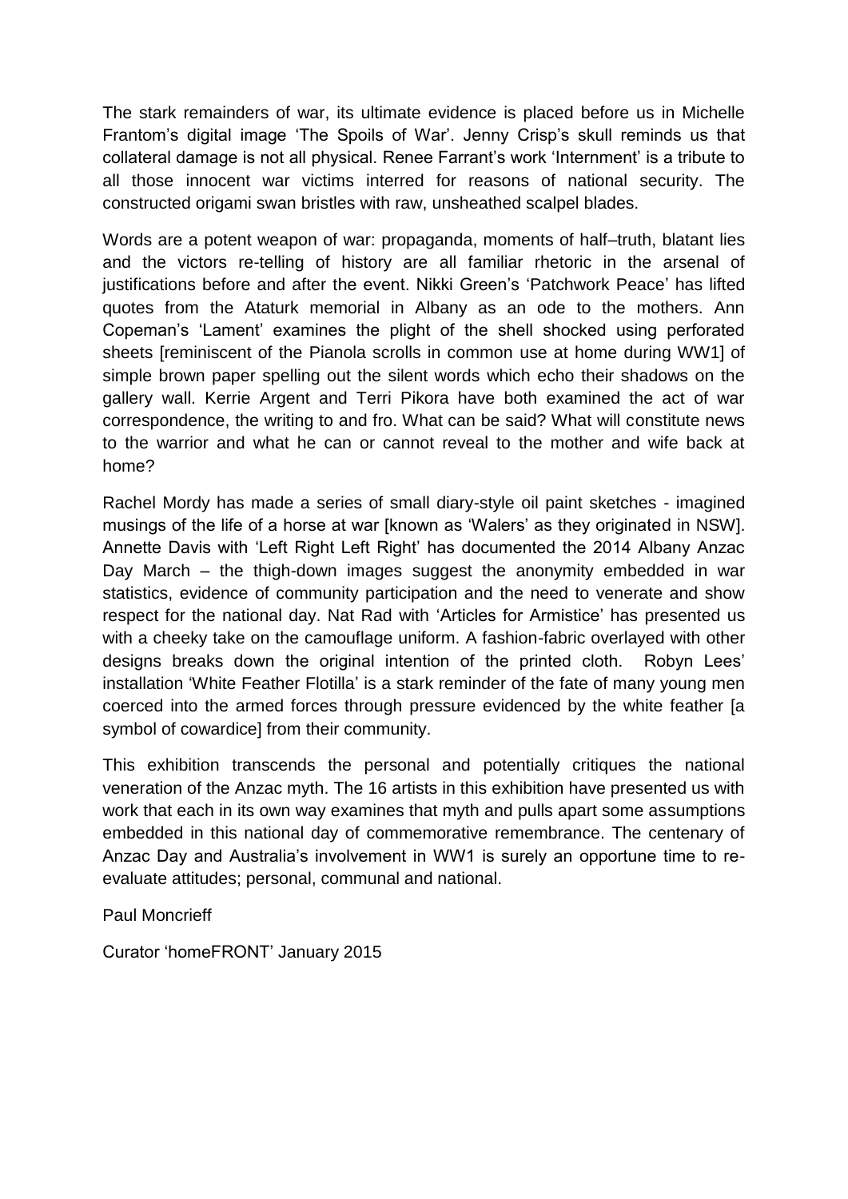The stark remainders of war, its ultimate evidence is placed before us in Michelle Frantom's digital image 'The Spoils of War'. Jenny Crisp's skull reminds us that collateral damage is not all physical. Renee Farrant's work 'Internment' is a tribute to all those innocent war victims interred for reasons of national security. The constructed origami swan bristles with raw, unsheathed scalpel blades.

Words are a potent weapon of war: propaganda, moments of half–truth, blatant lies and the victors re-telling of history are all familiar rhetoric in the arsenal of justifications before and after the event. Nikki Green's 'Patchwork Peace' has lifted quotes from the Ataturk memorial in Albany as an ode to the mothers. Ann Copeman's 'Lament' examines the plight of the shell shocked using perforated sheets [reminiscent of the Pianola scrolls in common use at home during WW1] of simple brown paper spelling out the silent words which echo their shadows on the gallery wall. Kerrie Argent and Terri Pikora have both examined the act of war correspondence, the writing to and fro. What can be said? What will constitute news to the warrior and what he can or cannot reveal to the mother and wife back at home?

Rachel Mordy has made a series of small diary-style oil paint sketches - imagined musings of the life of a horse at war [known as 'Walers' as they originated in NSW]. Annette Davis with 'Left Right Left Right' has documented the 2014 Albany Anzac Day March – the thigh-down images suggest the anonymity embedded in war statistics, evidence of community participation and the need to venerate and show respect for the national day. Nat Rad with 'Articles for Armistice' has presented us with a cheeky take on the camouflage uniform. A fashion-fabric overlayed with other designs breaks down the original intention of the printed cloth. Robyn Lees' installation 'White Feather Flotilla' is a stark reminder of the fate of many young men coerced into the armed forces through pressure evidenced by the white feather [a symbol of cowardice] from their community.

This exhibition transcends the personal and potentially critiques the national veneration of the Anzac myth. The 16 artists in this exhibition have presented us with work that each in its own way examines that myth and pulls apart some assumptions embedded in this national day of commemorative remembrance. The centenary of Anzac Day and Australia's involvement in WW1 is surely an opportune time to re-evaluate attitudes; personal, communal and national.

Paul Moncrieff

Curator 'homeFRONT' January 2015